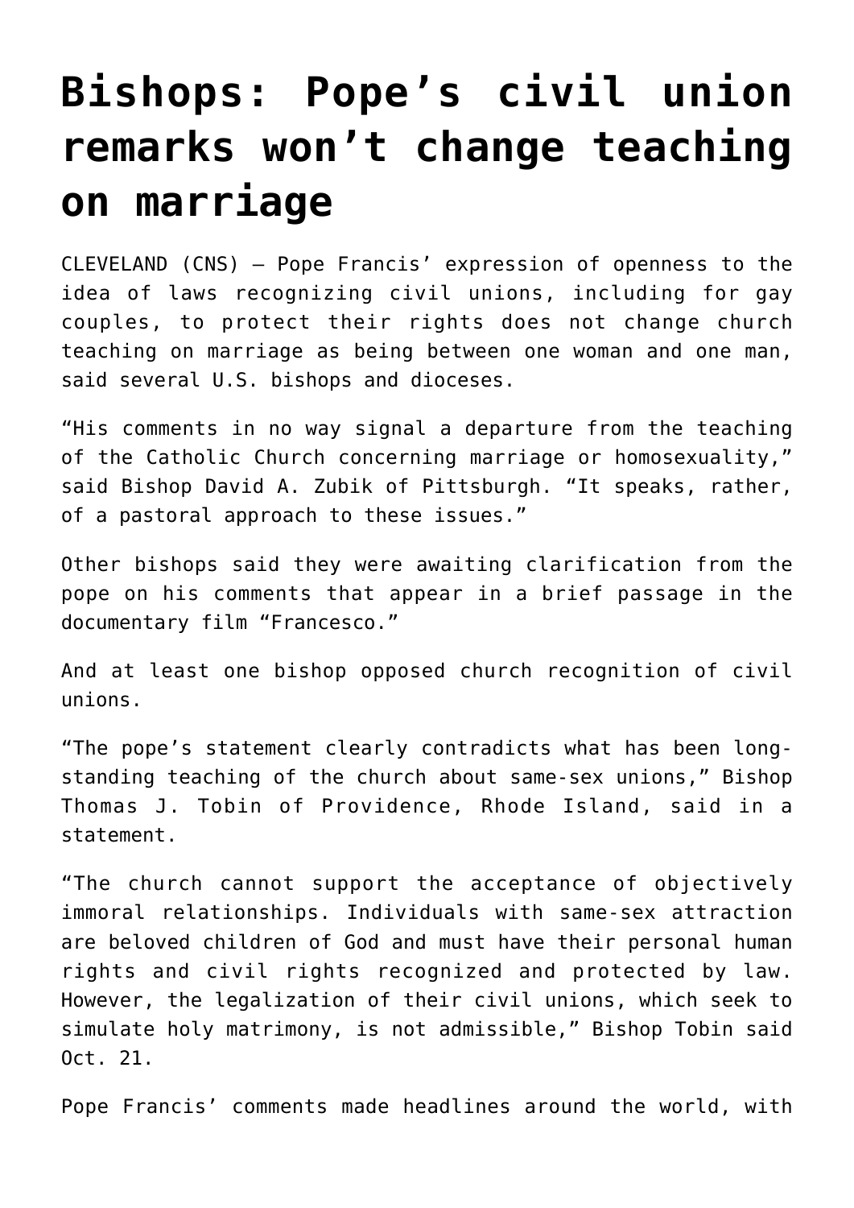# Bishops: Pope's civil union remarks won't change teaching on marriage

CLEVELAND (CNS) — Pope Francis' expression of openness to the idea of laws recognizing civil unions, including for gay couples, to protect their rights does not change church teaching on marriage as being between one woman and one man, said several U.S. bishops and dioceses.

"His comments in no way signal a departure from the teaching of the Catholic Church concerning marriage or homosexuality," said Bishop David A. Zubik of Pittsburgh. "It speaks, rather, of a pastoral approach to these issues."

Other bishops said they were awaiting clarification from the pope on his comments that appear in a brief passage in the documentary film "Francesco."

And at least one bishop opposed church recognition of civil unions.

"The pope's statement clearly contradicts what has been long-standing teaching of the church about same-sex unions," Bishop Thomas J. Tobin of Providence, Rhode Island, said in a statement.

"The church cannot support the acceptance of objectively immoral relationships. Individuals with same-sex attraction are beloved children of God and must have their personal human rights and civil rights recognized and protected by law. However, the legalization of their civil unions, which seek to simulate holy matrimony, is not admissible," Bishop Tobin said Oct. 21.

Pope Francis' comments made headlines around the world, with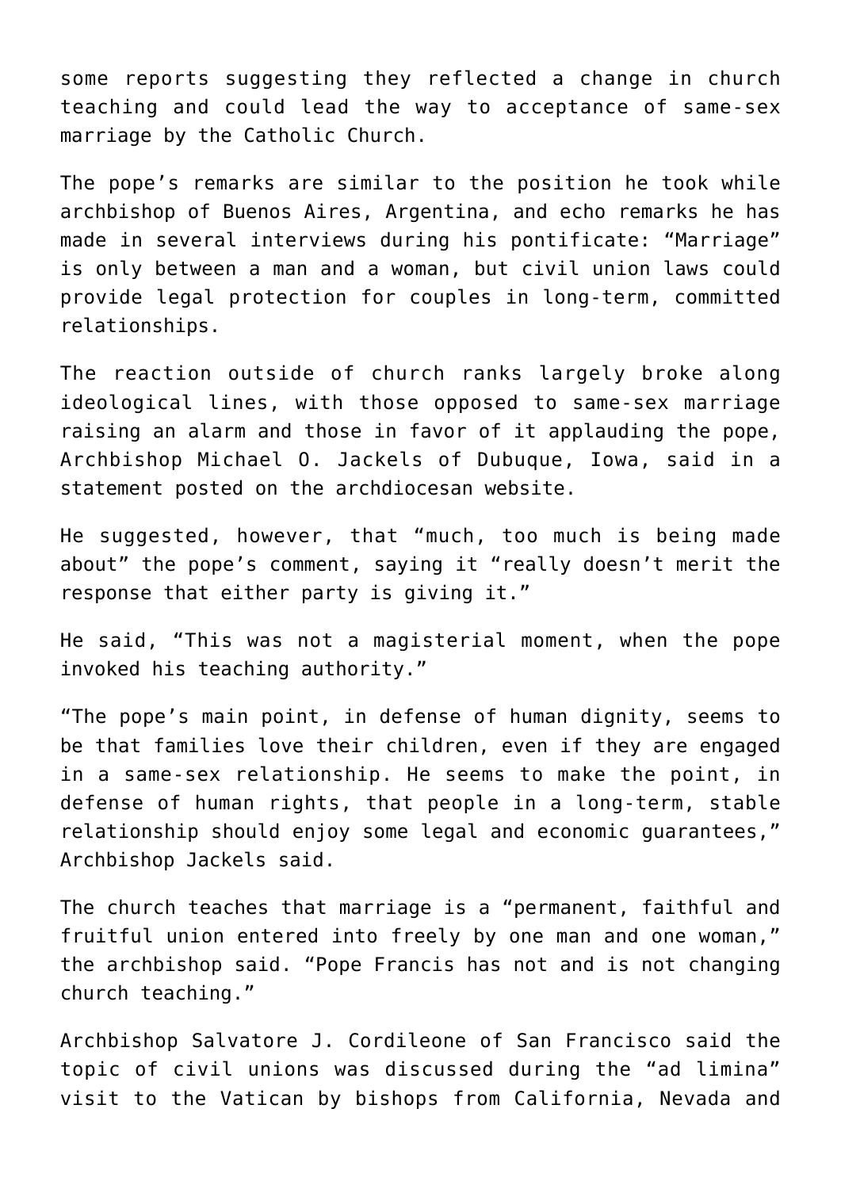some reports suggesting they reflected a change in church teaching and could lead the way to acceptance of same-sex marriage by the Catholic Church.

The pope's remarks are similar to the position he took while archbishop of Buenos Aires, Argentina, and echo remarks he has made in several interviews during his pontificate: "Marriage" is only between a man and a woman, but civil union laws could provide legal protection for couples in long-term, committed relationships.

The reaction outside of church ranks largely broke along ideological lines, with those opposed to same-sex marriage raising an alarm and those in favor of it applauding the pope, Archbishop Michael O. Jackels of Dubuque, Iowa, said in a statement posted on the archdiocesan website.

He suggested, however, that "much, too much is being made about" the pope's comment, saying it "really doesn't merit the response that either party is giving it."

He said, "This was not a magisterial moment, when the pope invoked his teaching authority."

"The pope's main point, in defense of human dignity, seems to be that families love their children, even if they are engaged in a same-sex relationship. He seems to make the point, in defense of human rights, that people in a long-term, stable relationship should enjoy some legal and economic guarantees," Archbishop Jackels said.

The church teaches that marriage is a "permanent, faithful and fruitful union entered into freely by one man and one woman," the archbishop said. "Pope Francis has not and is not changing church teaching."

Archbishop Salvatore J. Cordileone of San Francisco said the topic of civil unions was discussed during the "ad limina" visit to the Vatican by bishops from California, Nevada and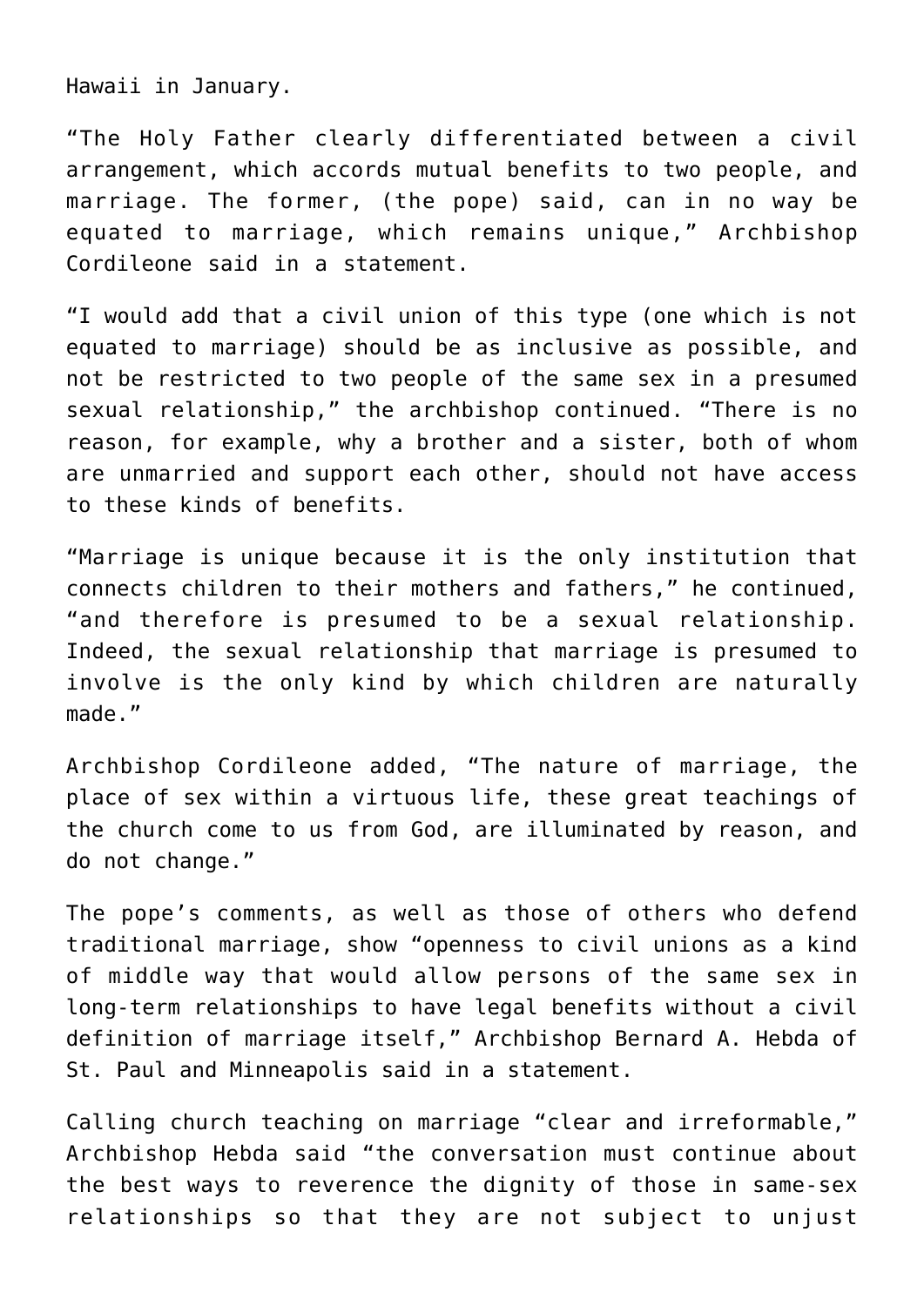Hawaii in January.

“The Holy Father clearly differentiated between a civil arrangement, which accords mutual benefits to two people, and marriage. The former, (the pope) said, can in no way be equated to marriage, which remains unique,” Archbishop Cordileone said in a statement.

“I would add that a civil union of this type (one which is not equated to marriage) should be as inclusive as possible, and not be restricted to two people of the same sex in a presumed sexual relationship,” the archbishop continued. “There is no reason, for example, why a brother and a sister, both of whom are unmarried and support each other, should not have access to these kinds of benefits.

“Marriage is unique because it is the only institution that connects children to their mothers and fathers,” he continued, “and therefore is presumed to be a sexual relationship. Indeed, the sexual relationship that marriage is presumed to involve is the only kind by which children are naturally made.”

Archbishop Cordileone added, “The nature of marriage, the place of sex within a virtuous life, these great teachings of the church come to us from God, are illuminated by reason, and do not change.”

The pope’s comments, as well as those of others who defend traditional marriage, show “openness to civil unions as a kind of middle way that would allow persons of the same sex in long-term relationships to have legal benefits without a civil definition of marriage itself,” Archbishop Bernard A. Hebda of St. Paul and Minneapolis said in a statement.

Calling church teaching on marriage “clear and irreformable,” Archbishop Hebda said “the conversation must continue about the best ways to reverence the dignity of those in same-sex relationships so that they are not subject to unjust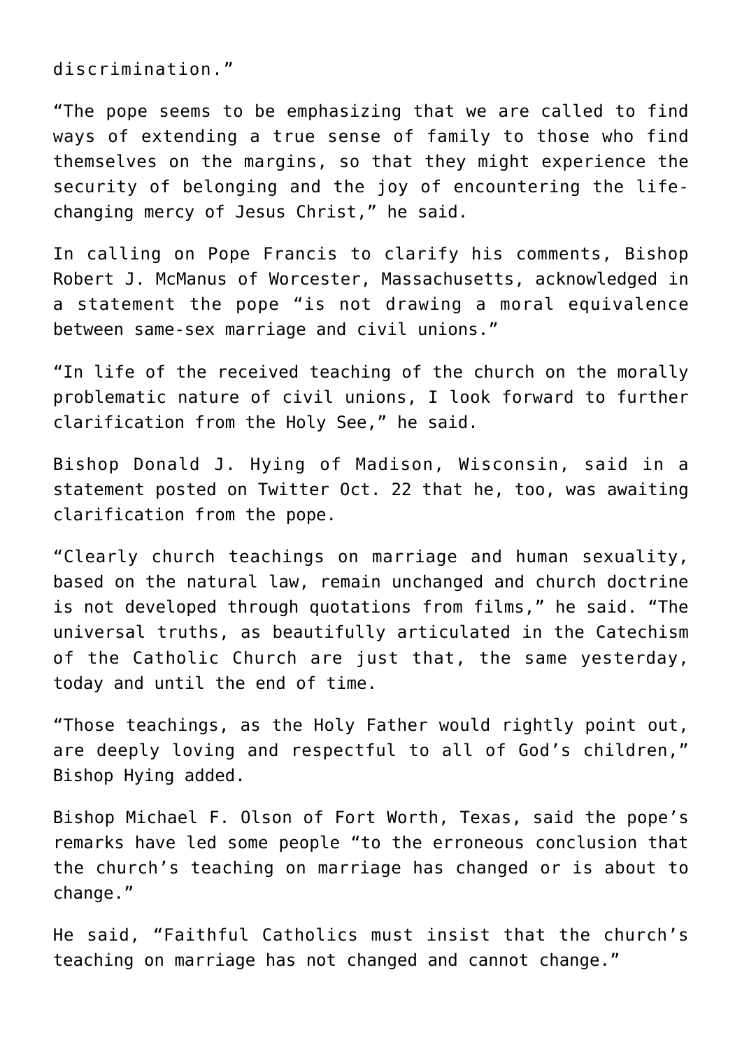discrimination."

"The pope seems to be emphasizing that we are called to find ways of extending a true sense of family to those who find themselves on the margins, so that they might experience the security of belonging and the joy of encountering the life-changing mercy of Jesus Christ," he said.

In calling on Pope Francis to clarify his comments, Bishop Robert J. McManus of Worcester, Massachusetts, acknowledged in a statement the pope "is not drawing a moral equivalence between same-sex marriage and civil unions."

"In life of the received teaching of the church on the morally problematic nature of civil unions, I look forward to further clarification from the Holy See," he said.

Bishop Donald J. Hying of Madison, Wisconsin, said in a statement posted on Twitter Oct. 22 that he, too, was awaiting clarification from the pope.

"Clearly church teachings on marriage and human sexuality, based on the natural law, remain unchanged and church doctrine is not developed through quotations from films," he said. "The universal truths, as beautifully articulated in the Catechism of the Catholic Church are just that, the same yesterday, today and until the end of time.

"Those teachings, as the Holy Father would rightly point out, are deeply loving and respectful to all of God's children," Bishop Hying added.

Bishop Michael F. Olson of Fort Worth, Texas, said the pope's remarks have led some people "to the erroneous conclusion that the church's teaching on marriage has changed or is about to change."

He said, "Faithful Catholics must insist that the church's teaching on marriage has not changed and cannot change."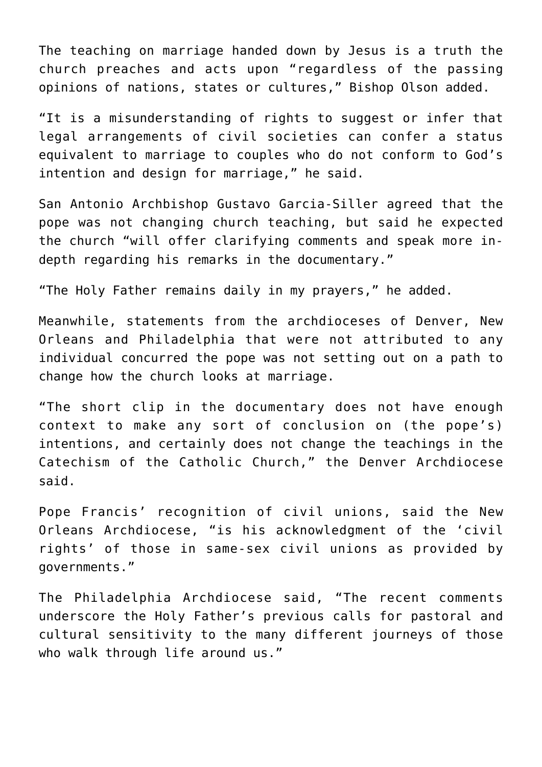The teaching on marriage handed down by Jesus is a truth the church preaches and acts upon "regardless of the passing opinions of nations, states or cultures," Bishop Olson added.

"It is a misunderstanding of rights to suggest or infer that legal arrangements of civil societies can confer a status equivalent to marriage to couples who do not conform to God's intention and design for marriage," he said.

San Antonio Archbishop Gustavo Garcia-Siller agreed that the pope was not changing church teaching, but said he expected the church "will offer clarifying comments and speak more in-depth regarding his remarks in the documentary."

"The Holy Father remains daily in my prayers," he added.

Meanwhile, statements from the archdioceses of Denver, New Orleans and Philadelphia that were not attributed to any individual concurred the pope was not setting out on a path to change how the church looks at marriage.

"The short clip in the documentary does not have enough context to make any sort of conclusion on (the pope's) intentions, and certainly does not change the teachings in the Catechism of the Catholic Church," the Denver Archdiocese said.

Pope Francis' recognition of civil unions, said the New Orleans Archdiocese, "is his acknowledgment of the 'civil rights' of those in same-sex civil unions as provided by governments."

The Philadelphia Archdiocese said, "The recent comments underscore the Holy Father's previous calls for pastoral and cultural sensitivity to the many different journeys of those who walk through life around us."